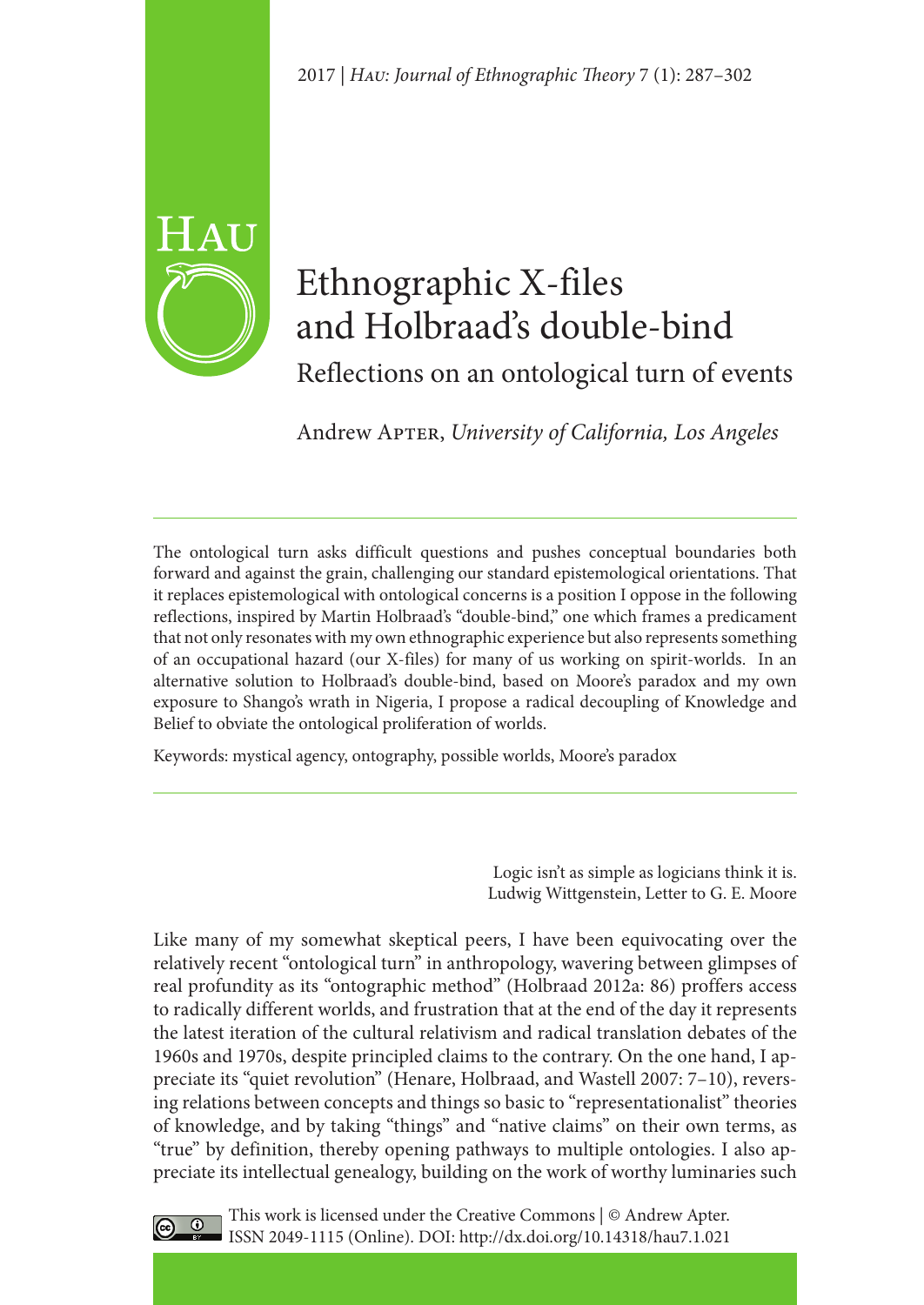# Ethnographic X-files and Holbraad's double-bind

## Reflections on an ontological turn of events

Andrew Apter, *University of California, Los Angeles*

---

The ontological turn asks difficult questions and pushes conceptual boundaries both forward and against the grain, challenging our standard epistemological orientations. That it replaces epistemological with ontological concerns is a position I oppose in the following reflections, inspired by Martin Holbraad's "double-bind," one which frames a predicament that not only resonates with my own ethnographic experience but also represents something of an occupational hazard (our X-files) for many of us working on spirit-worlds. In an alternative solution to Holbraad's double-bind, based on Moore's paradox and my own exposure to Shango's wrath in Nigeria, I propose a radical decoupling of Knowledge and Belief to obviate the ontological proliferation of worlds.

Keywords: mystical agency, ontography, possible worlds, Moore's paradox

---

> Logic isn't as simple as logicians think it is.
> Ludwig Wittgenstein, Letter to G. E. Moore

Like many of my somewhat skeptical peers, I have been equivocating over the relatively recent "ontological turn" in anthropology, wavering between glimpses of real profundity as its "ontographic method" (Holbraad 2012a: 86) proffers access to radically different worlds, and frustration that at the end of the day it represents the latest iteration of the cultural relativism and radical translation debates of the 1960s and 1970s, despite principled claims to the contrary. On the one hand, I appreciate its "quiet revolution" (Henare, Holbraad, and Wastell 2007: 7–10), reversing relations between concepts and things so basic to "representationalist" theories of knowledge, and by taking "things" and "native claims" on their own terms, as "true" by definition, thereby opening pathways to multiple ontologies. I also appreciate its intellectual genealogy, building on the work of worthy luminaries such

This work is licensed under the Creative Commons | © Andrew Apter.
ISSN 2049-1115 (Online). DOI: http://dx.doi.org/10.14318/hau7.1.021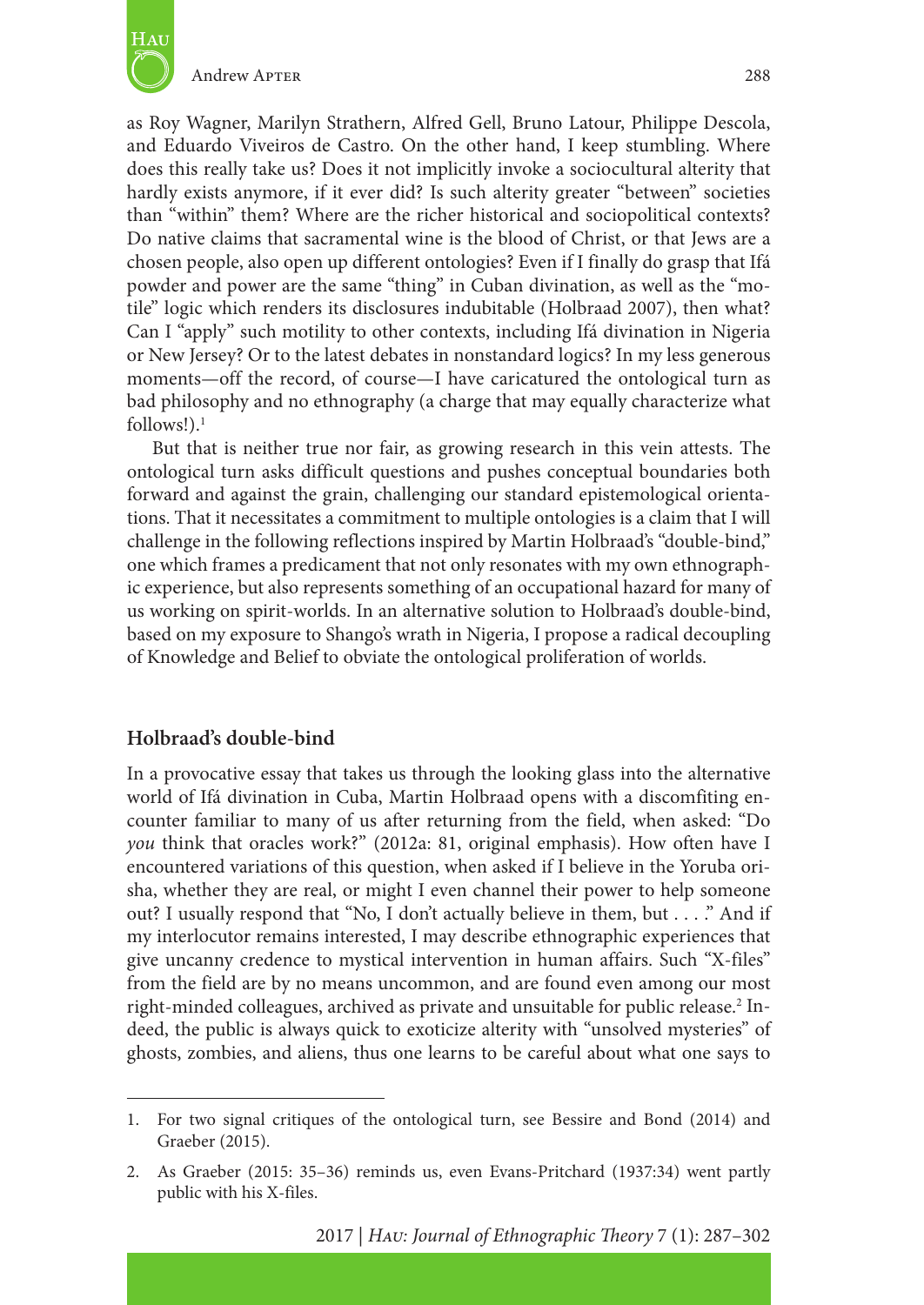as Roy Wagner, Marilyn Strathern, Alfred Gell, Bruno Latour, Philippe Descola, and Eduardo Viveiros de Castro. On the other hand, I keep stumbling. Where does this really take us? Does it not implicitly invoke a sociocultural alterity that hardly exists anymore, if it ever did? Is such alterity greater "between" societies than "within" them? Where are the richer historical and sociopolitical contexts? Do native claims that sacramental wine is the blood of Christ, or that Jews are a chosen people, also open up different ontologies? Even if I finally do grasp that Ifá powder and power are the same "thing" in Cuban divination, as well as the "motile" logic which renders its disclosures indubitable (Holbraad 2007), then what? Can I "apply" such motility to other contexts, including Ifá divination in Nigeria or New Jersey? Or to the latest debates in nonstandard logics? In my less generous moments—off the record, of course—I have caricatured the ontological turn as bad philosophy and no ethnography (a charge that may equally characterize what follows!).[1]

But that is neither true nor fair, as growing research in this vein attests. The ontological turn asks difficult questions and pushes conceptual boundaries both forward and against the grain, challenging our standard epistemological orientations. That it necessitates a commitment to multiple ontologies is a claim that I will challenge in the following reflections inspired by Martin Holbraad's "double-bind," one which frames a predicament that not only resonates with my own ethnographic experience, but also represents something of an occupational hazard for many of us working on spirit-worlds. In an alternative solution to Holbraad's double-bind, based on my exposure to Shango's wrath in Nigeria, I propose a radical decoupling of Knowledge and Belief to obviate the ontological proliferation of worlds.

## Holbraad's double-bind

In a provocative essay that takes us through the looking glass into the alternative world of Ifá divination in Cuba, Martin Holbraad opens with a discomfiting encounter familiar to many of us after returning from the field, when asked: "Do *you* think that oracles work?" (2012a: 81, original emphasis). How often have I encountered variations of this question, when asked if I believe in the Yoruba orisha, whether they are real, or might I even channel their power to help someone out? I usually respond that "No, I don't actually believe in them, but . . . ." And if my interlocutor remains interested, I may describe ethnographic experiences that give uncanny credence to mystical intervention in human affairs. Such "X-files" from the field are by no means uncommon, and are found even among our most right-minded colleagues, archived as private and unsuitable for public release.[2] Indeed, the public is always quick to exoticize alterity with "unsolved mysteries" of ghosts, zombies, and aliens, thus one learns to be careful about what one says to

1. For two signal critiques of the ontological turn, see Bessire and Bond (2014) and Graeber (2015).

2. As Graeber (2015: 35–36) reminds us, even Evans-Pritchard (1937:34) went partly public with his X-files.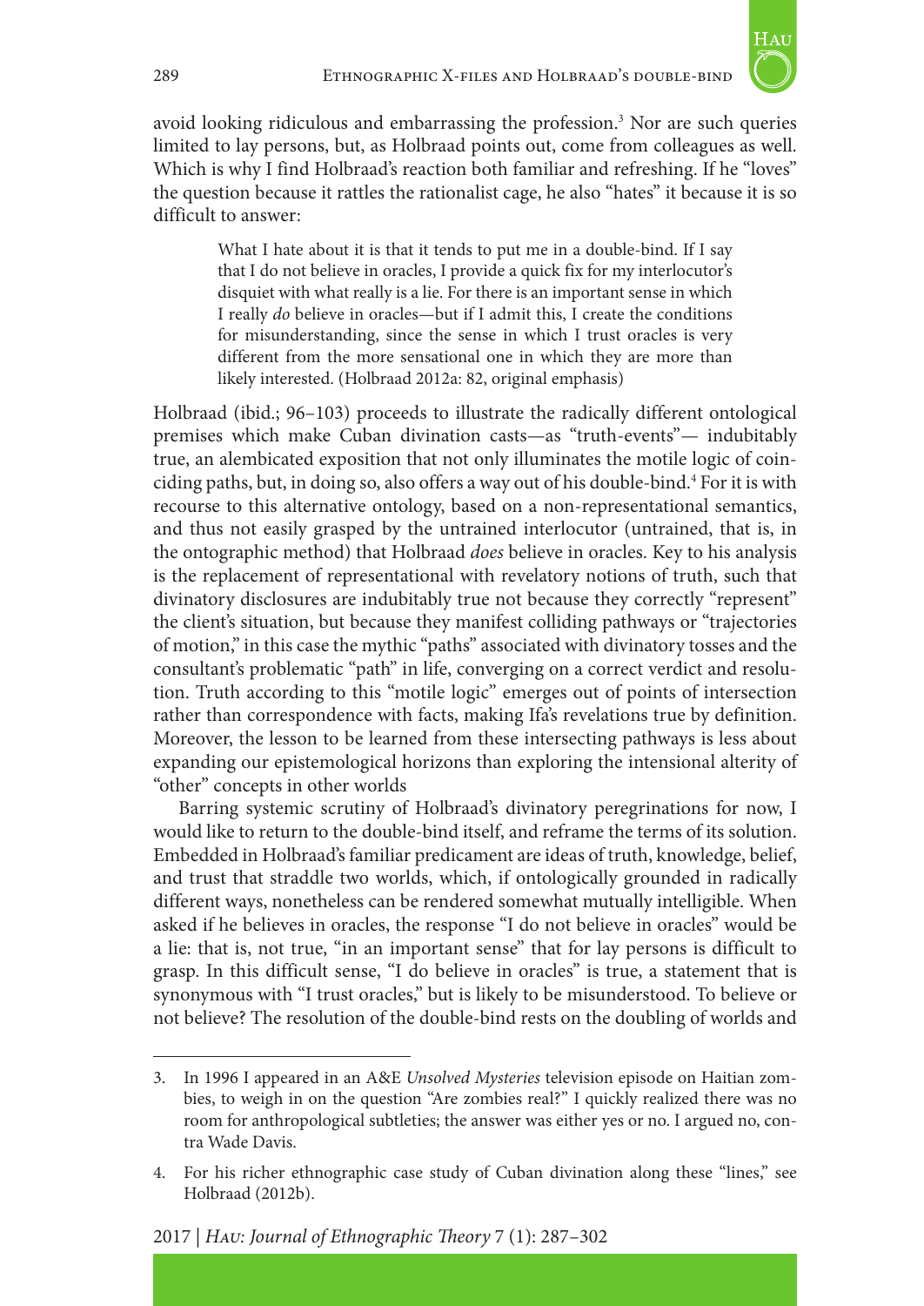avoid looking ridiculous and embarrassing the profession.[3] Nor are such queries limited to lay persons, but, as Holbraad points out, come from colleagues as well. Which is why I find Holbraad's reaction both familiar and refreshing. If he "loves" the question because it rattles the rationalist cage, he also "hates" it because it is so difficult to answer:

> What I hate about it is that it tends to put me in a double-bind. If I say that I do not believe in oracles, I provide a quick fix for my interlocutor's disquiet with what really is a lie. For there is an important sense in which I really *do* believe in oracles—but if I admit this, I create the conditions for misunderstanding, since the sense in which I trust oracles is very different from the more sensational one in which they are more than likely interested. (Holbraad 2012a: 82, original emphasis)

Holbraad (ibid.; 96–103) proceeds to illustrate the radically different ontological premises which make Cuban divination casts—as "truth-events"— indubitably true, an alembicated exposition that not only illuminates the motile logic of coinciding paths, but, in doing so, also offers a way out of his double-bind.[4] For it is with recourse to this alternative ontology, based on a non-representational semantics, and thus not easily grasped by the untrained interlocutor (untrained, that is, in the ontographic method) that Holbraad *does* believe in oracles. Key to his analysis is the replacement of representational with revelatory notions of truth, such that divinatory disclosures are indubitably true not because they correctly "represent" the client's situation, but because they manifest colliding pathways or "trajectories of motion," in this case the mythic "paths" associated with divinatory tosses and the consultant's problematic "path" in life, converging on a correct verdict and resolution. Truth according to this "motile logic" emerges out of points of intersection rather than correspondence with facts, making Ifa's revelations true by definition. Moreover, the lesson to be learned from these intersecting pathways is less about expanding our epistemological horizons than exploring the intensional alterity of "other" concepts in other worlds

Barring systemic scrutiny of Holbraad's divinatory peregrinations for now, I would like to return to the double-bind itself, and reframe the terms of its solution. Embedded in Holbraad's familiar predicament are ideas of truth, knowledge, belief, and trust that straddle two worlds, which, if ontologically grounded in radically different ways, nonetheless can be rendered somewhat mutually intelligible. When asked if he believes in oracles, the response "I do not believe in oracles" would be a lie: that is, not true, "in an important sense" that for lay persons is difficult to grasp. In this difficult sense, "I do believe in oracles" is true, a statement that is synonymous with "I trust oracles," but is likely to be misunderstood. To believe or not believe? The resolution of the double-bind rests on the doubling of worlds and

---

3. In 1996 I appeared in an A&E *Unsolved Mysteries* television episode on Haitian zombies, to weigh in on the question "Are zombies real?" I quickly realized there was no room for anthropological subtleties; the answer was either yes or no. I argued no, contra Wade Davis.

4. For his richer ethnographic case study of Cuban divination along these "lines," see Holbraad (2012b).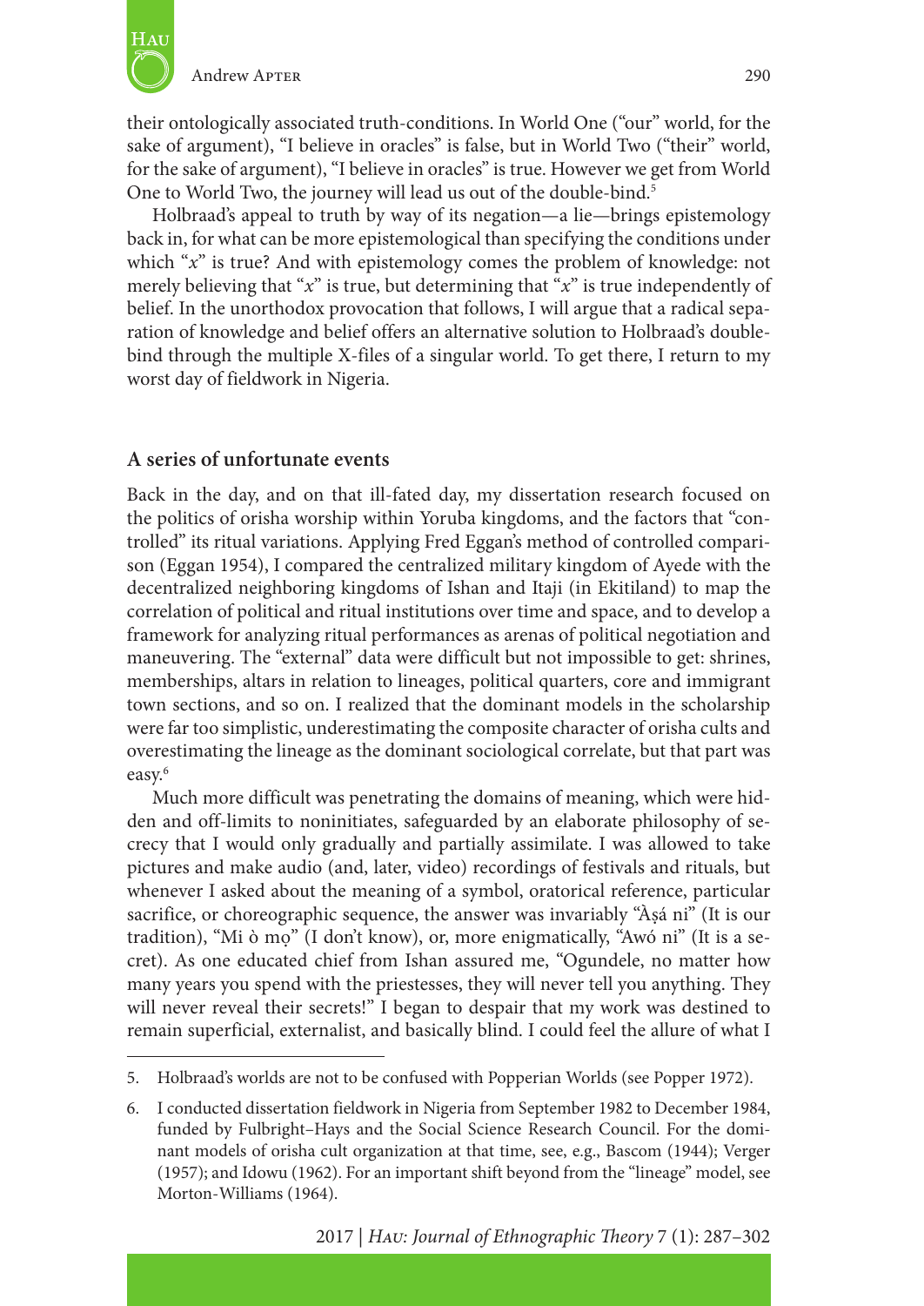their ontologically associated truth-conditions. In World One ("our" world, for the sake of argument), "I believe in oracles" is false, but in World Two ("their" world, for the sake of argument), "I believe in oracles" is true. However we get from World One to World Two, the journey will lead us out of the double-bind.[5]

Holbraad's appeal to truth by way of its negation—a lie—brings epistemology back in, for what can be more epistemological than specifying the conditions under which "*x*" is true? And with epistemology comes the problem of knowledge: not merely believing that "*x*" is true, but determining that "*x*" is true independently of belief. In the unorthodox provocation that follows, I will argue that a radical separation of knowledge and belief offers an alternative solution to Holbraad's double-bind through the multiple X-files of a singular world. To get there, I return to my worst day of fieldwork in Nigeria.

## A series of unfortunate events

Back in the day, and on that ill-fated day, my dissertation research focused on the politics of orisha worship within Yoruba kingdoms, and the factors that "controlled" its ritual variations. Applying Fred Eggan's method of controlled comparison (Eggan 1954), I compared the centralized military kingdom of Ayede with the decentralized neighboring kingdoms of Ishan and Itaji (in Ekitiland) to map the correlation of political and ritual institutions over time and space, and to develop a framework for analyzing ritual performances as arenas of political negotiation and maneuvering. The "external" data were difficult but not impossible to get: shrines, memberships, altars in relation to lineages, political quarters, core and immigrant town sections, and so on. I realized that the dominant models in the scholarship were far too simplistic, underestimating the composite character of orisha cults and overestimating the lineage as the dominant sociological correlate, but that part was easy.[6]

Much more difficult was penetrating the domains of meaning, which were hidden and off-limits to noninitiates, safeguarded by an elaborate philosophy of secrecy that I would only gradually and partially assimilate. I was allowed to take pictures and make audio (and, later, video) recordings of festivals and rituals, but whenever I asked about the meaning of a symbol, oratorical reference, particular sacrifice, or choreographic sequence, the answer was invariably "Àṣá ni" (It is our tradition), "Mi ò mọ" (I don't know), or, more enigmatically, "Awó ni" (It is a secret). As one educated chief from Ishan assured me, "Ogundele, no matter how many years you spend with the priestesses, they will never tell you anything. They will never reveal their secrets!" I began to despair that my work was destined to remain superficial, externalist, and basically blind. I could feel the allure of what I

---

5. Holbraad's worlds are not to be confused with Popperian Worlds (see Popper 1972).

6. I conducted dissertation fieldwork in Nigeria from September 1982 to December 1984, funded by Fulbright–Hays and the Social Science Research Council. For the dominant models of orisha cult organization at that time, see, e.g., Bascom (1944); Verger (1957); and Idowu (1962). For an important shift beyond from the "lineage" model, see Morton-Williams (1964).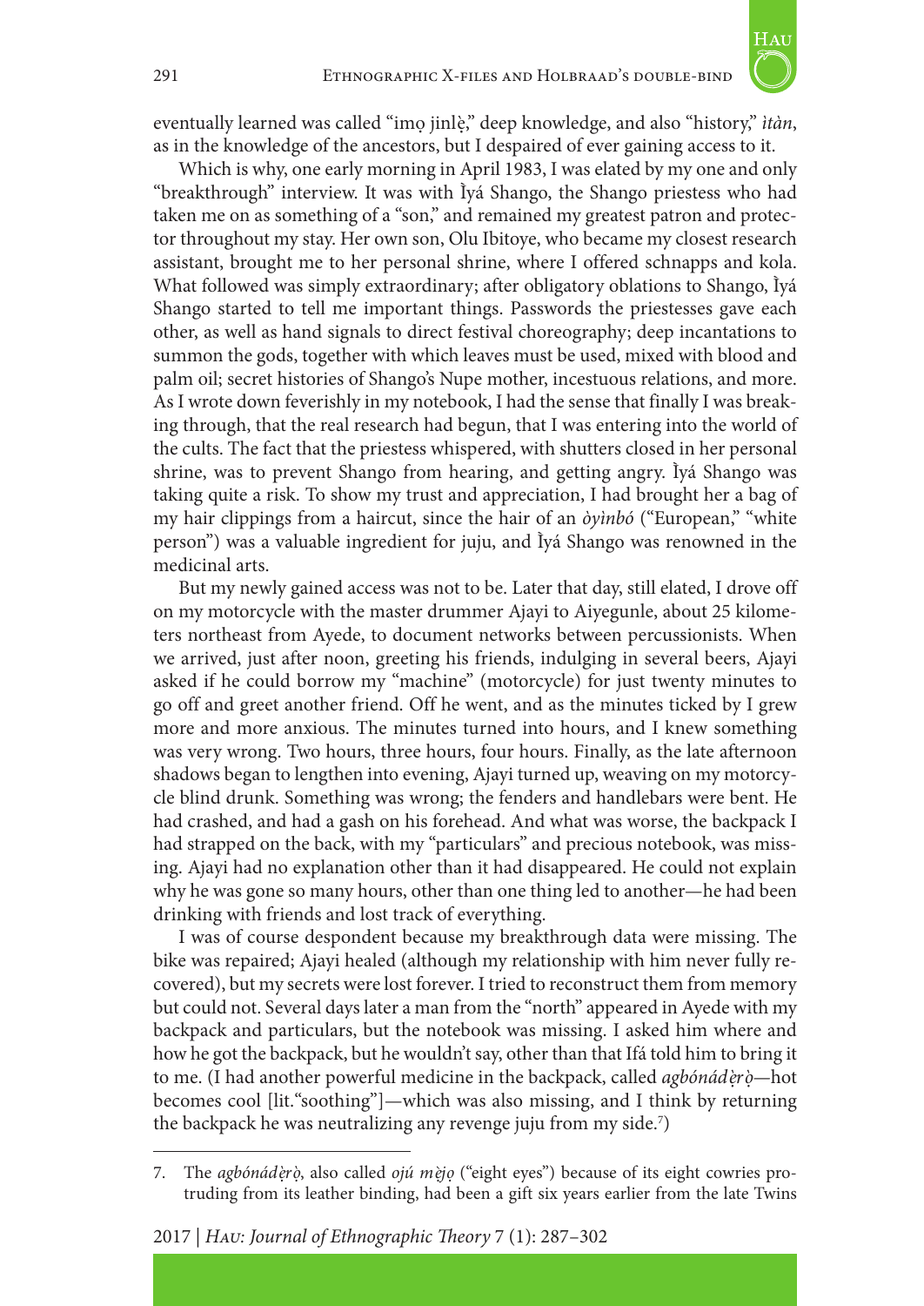eventually learned was called "imọ jinlẹ̀," deep knowledge, and also "history," *ìtàn*, as in the knowledge of the ancestors, but I despaired of ever gaining access to it.

Which is why, one early morning in April 1983, I was elated by my one and only "breakthrough" interview. It was with Ìyá Shango, the Shango priestess who had taken me on as something of a "son," and remained my greatest patron and protector throughout my stay. Her own son, Olu Ibitoye, who became my closest research assistant, brought me to her personal shrine, where I offered schnapps and kola. What followed was simply extraordinary; after obligatory oblations to Shango, Ìyá Shango started to tell me important things. Passwords the priestesses gave each other, as well as hand signals to direct festival choreography; deep incantations to summon the gods, together with which leaves must be used, mixed with blood and palm oil; secret histories of Shango's Nupe mother, incestuous relations, and more. As I wrote down feverishly in my notebook, I had the sense that finally I was breaking through, that the real research had begun, that I was entering into the world of the cults. The fact that the priestess whispered, with shutters closed in her personal shrine, was to prevent Shango from hearing, and getting angry. Ìyá Shango was taking quite a risk. To show my trust and appreciation, I had brought her a bag of my hair clippings from a haircut, since the hair of an *òyìnbó* ("European," "white person") was a valuable ingredient for juju, and Ìyá Shango was renowned in the medicinal arts.

But my newly gained access was not to be. Later that day, still elated, I drove off on my motorcycle with the master drummer Ajayi to Aiyegunle, about 25 kilometers northeast from Ayede, to document networks between percussionists. When we arrived, just after noon, greeting his friends, indulging in several beers, Ajayi asked if he could borrow my "machine" (motorcycle) for just twenty minutes to go off and greet another friend. Off he went, and as the minutes ticked by I grew more and more anxious. The minutes turned into hours, and I knew something was very wrong. Two hours, three hours, four hours. Finally, as the late afternoon shadows began to lengthen into evening, Ajayi turned up, weaving on my motorcycle blind drunk. Something was wrong; the fenders and handlebars were bent. He had crashed, and had a gash on his forehead. And what was worse, the backpack I had strapped on the back, with my "particulars" and precious notebook, was missing. Ajayi had no explanation other than it had disappeared. He could not explain why he was gone so many hours, other than one thing led to another—he had been drinking with friends and lost track of everything.

I was of course despondent because my breakthrough data were missing. The bike was repaired; Ajayi healed (although my relationship with him never fully recovered), but my secrets were lost forever. I tried to reconstruct them from memory but could not. Several days later a man from the "north" appeared in Ayede with my backpack and particulars, but the notebook was missing. I asked him where and how he got the backpack, but he wouldn't say, other than that Ifá told him to bring it to me. (I had another powerful medicine in the backpack, called *agbónádẹ̀rọ̀*—hot becomes cool [lit."soothing"]—which was also missing, and I think by returning the backpack he was neutralizing any revenge juju from my side.[7])

7. The *agbónádẹ̀rọ̀*, also called *ojú mẹ̀jọ* ("eight eyes") because of its eight cowries protruding from its leather binding, had been a gift six years earlier from the late Twins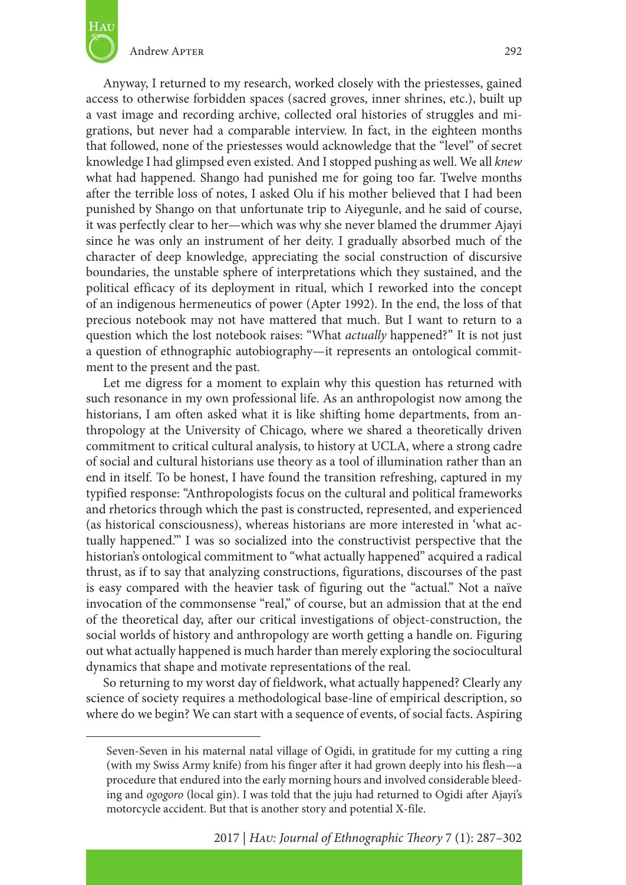Anyway, I returned to my research, worked closely with the priestesses, gained access to otherwise forbidden spaces (sacred groves, inner shrines, etc.), built up a vast image and recording archive, collected oral histories of struggles and migrations, but never had a comparable interview. In fact, in the eighteen months that followed, none of the priestesses would acknowledge that the "level" of secret knowledge I had glimpsed even existed. And I stopped pushing as well. We all *knew* what had happened. Shango had punished me for going too far. Twelve months after the terrible loss of notes, I asked Olu if his mother believed that I had been punished by Shango on that unfortunate trip to Aiyegunle, and he said of course, it was perfectly clear to her—which was why she never blamed the drummer Ajayi since he was only an instrument of her deity. I gradually absorbed much of the character of deep knowledge, appreciating the social construction of discursive boundaries, the unstable sphere of interpretations which they sustained, and the political efficacy of its deployment in ritual, which I reworked into the concept of an indigenous hermeneutics of power (Apter 1992). In the end, the loss of that precious notebook may not have mattered that much. But I want to return to a question which the lost notebook raises: "What *actually* happened?" It is not just a question of ethnographic autobiography—it represents an ontological commitment to the present and the past.

Let me digress for a moment to explain why this question has returned with such resonance in my own professional life. As an anthropologist now among the historians, I am often asked what it is like shifting home departments, from anthropology at the University of Chicago, where we shared a theoretically driven commitment to critical cultural analysis, to history at UCLA, where a strong cadre of social and cultural historians use theory as a tool of illumination rather than an end in itself. To be honest, I have found the transition refreshing, captured in my typified response: "Anthropologists focus on the cultural and political frameworks and rhetorics through which the past is constructed, represented, and experienced (as historical consciousness), whereas historians are more interested in 'what actually happened.'" I was so socialized into the constructivist perspective that the historian's ontological commitment to "what actually happened" acquired a radical thrust, as if to say that analyzing constructions, figurations, discourses of the past is easy compared with the heavier task of figuring out the "actual." Not a naïve invocation of the commonsense "real," of course, but an admission that at the end of the theoretical day, after our critical investigations of object-construction, the social worlds of history and anthropology are worth getting a handle on. Figuring out what actually happened is much harder than merely exploring the sociocultural dynamics that shape and motivate representations of the real.

So returning to my worst day of fieldwork, what actually happened? Clearly any science of society requires a methodological base-line of empirical description, so where do we begin? We can start with a sequence of events, of social facts. Aspiring

---

Seven-Seven in his maternal natal village of Ogidi, in gratitude for my cutting a ring (with my Swiss Army knife) from his finger after it had grown deeply into his flesh—a procedure that endured into the early morning hours and involved considerable bleeding and *ogogoro* (local gin). I was told that the juju had returned to Ogidi after Ajayi's motorcycle accident. But that is another story and potential X-file.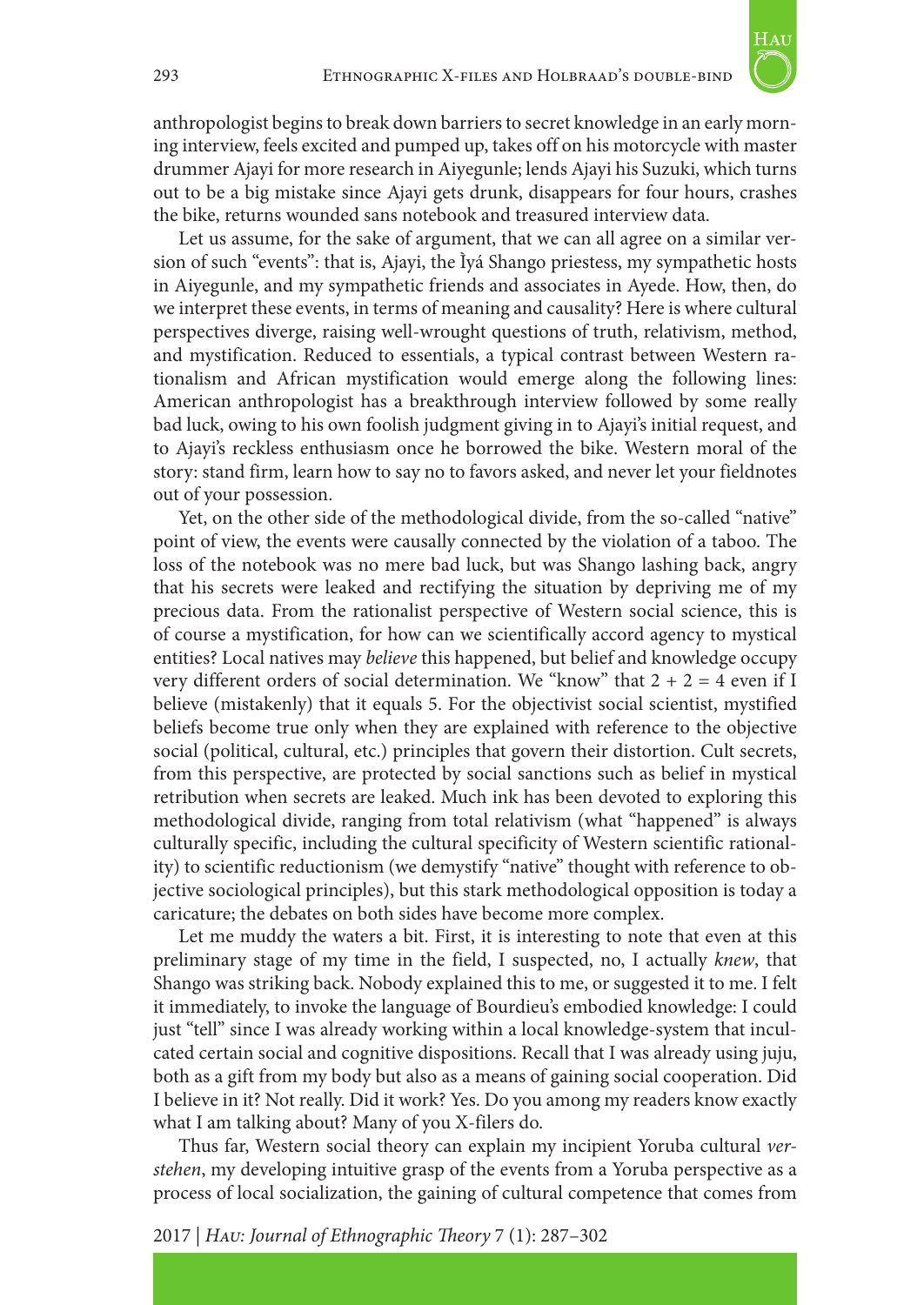anthropologist begins to break down barriers to secret knowledge in an early morning interview, feels excited and pumped up, takes off on his motorcycle with master drummer Ajayi for more research in Aiyegunle; lends Ajayi his Suzuki, which turns out to be a big mistake since Ajayi gets drunk, disappears for four hours, crashes the bike, returns wounded sans notebook and treasured interview data.

Let us assume, for the sake of argument, that we can all agree on a similar version of such "events": that is, Ajayi, the Ìyá Shango priestess, my sympathetic hosts in Aiyegunle, and my sympathetic friends and associates in Ayede. How, then, do we interpret these events, in terms of meaning and causality? Here is where cultural perspectives diverge, raising well-wrought questions of truth, relativism, method, and mystification. Reduced to essentials, a typical contrast between Western rationalism and African mystification would emerge along the following lines: American anthropologist has a breakthrough interview followed by some really bad luck, owing to his own foolish judgment giving in to Ajayi's initial request, and to Ajayi's reckless enthusiasm once he borrowed the bike. Western moral of the story: stand firm, learn how to say no to favors asked, and never let your fieldnotes out of your possession.

Yet, on the other side of the methodological divide, from the so-called "native" point of view, the events were causally connected by the violation of a taboo. The loss of the notebook was no mere bad luck, but was Shango lashing back, angry that his secrets were leaked and rectifying the situation by depriving me of my precious data. From the rationalist perspective of Western social science, this is of course a mystification, for how can we scientifically accord agency to mystical entities? Local natives may *believe* this happened, but belief and knowledge occupy very different orders of social determination. We "know" that 2 + 2 = 4 even if I believe (mistakenly) that it equals 5. For the objectivist social scientist, mystified beliefs become true only when they are explained with reference to the objective social (political, cultural, etc.) principles that govern their distortion. Cult secrets, from this perspective, are protected by social sanctions such as belief in mystical retribution when secrets are leaked. Much ink has been devoted to exploring this methodological divide, ranging from total relativism (what "happened" is always culturally specific, including the cultural specificity of Western scientific rationality) to scientific reductionism (we demystify "native" thought with reference to objective sociological principles), but this stark methodological opposition is today a caricature; the debates on both sides have become more complex.

Let me muddy the waters a bit. First, it is interesting to note that even at this preliminary stage of my time in the field, I suspected, no, I actually *knew*, that Shango was striking back. Nobody explained this to me, or suggested it to me. I felt it immediately, to invoke the language of Bourdieu's embodied knowledge: I could just "tell" since I was already working within a local knowledge-system that inculcated certain social and cognitive dispositions. Recall that I was already using juju, both as a gift from my body but also as a means of gaining social cooperation. Did I believe in it? Not really. Did it work? Yes. Do you among my readers know exactly what I am talking about? Many of you X-filers do.

Thus far, Western social theory can explain my incipient Yoruba cultural *verstehen*, my developing intuitive grasp of the events from a Yoruba perspective as a process of local socialization, the gaining of cultural competence that comes from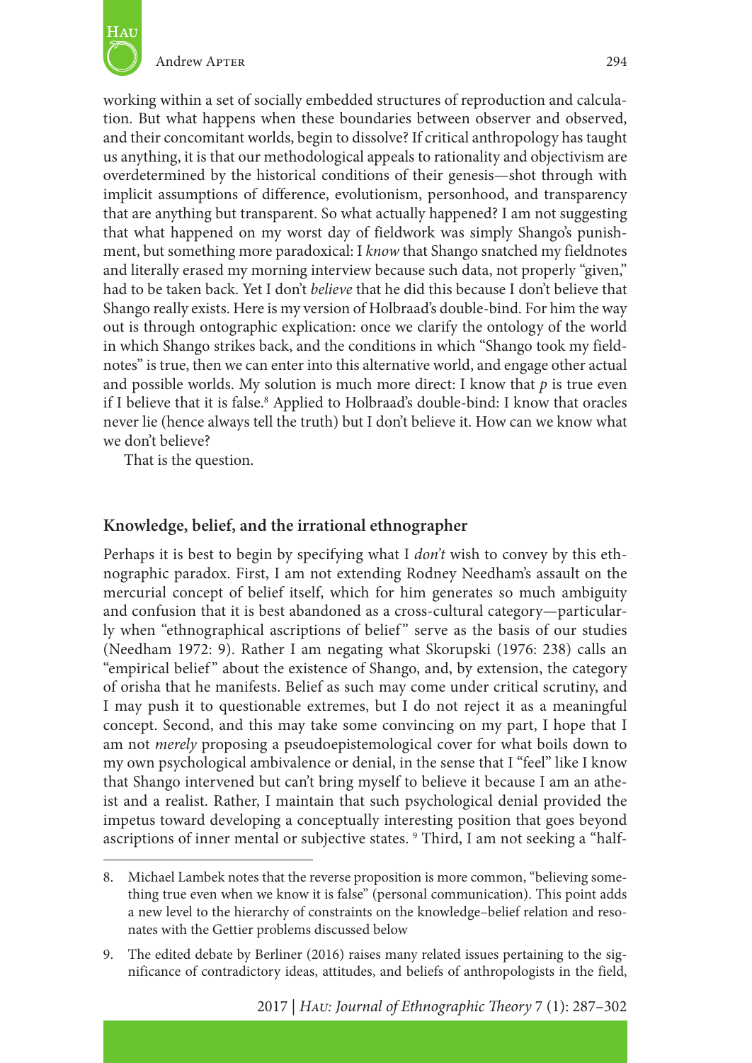working within a set of socially embedded structures of reproduction and calculation. But what happens when these boundaries between observer and observed, and their concomitant worlds, begin to dissolve? If critical anthropology has taught us anything, it is that our methodological appeals to rationality and objectivism are overdetermined by the historical conditions of their genesis—shot through with implicit assumptions of difference, evolutionism, personhood, and transparency that are anything but transparent. So what actually happened? I am not suggesting that what happened on my worst day of fieldwork was simply Shango's punishment, but something more paradoxical: I *know* that Shango snatched my fieldnotes and literally erased my morning interview because such data, not properly "given," had to be taken back. Yet I don't *believe* that he did this because I don't believe that Shango really exists. Here is my version of Holbraad's double-bind. For him the way out is through ontographic explication: once we clarify the ontology of the world in which Shango strikes back, and the conditions in which "Shango took my fieldnotes" is true, then we can enter into this alternative world, and engage other actual and possible worlds. My solution is much more direct: I know that $p$ is true even if I believe that it is false.[8] Applied to Holbraad's double-bind: I know that oracles never lie (hence always tell the truth) but I don't believe it. How can we know what we don't believe?

That is the question.

## Knowledge, belief, and the irrational ethnographer

Perhaps it is best to begin by specifying what I *don't* wish to convey by this ethnographic paradox. First, I am not extending Rodney Needham's assault on the mercurial concept of belief itself, which for him generates so much ambiguity and confusion that it is best abandoned as a cross-cultural category—particularly when "ethnographical ascriptions of belief" serve as the basis of our studies (Needham 1972: 9). Rather I am negating what Skorupski (1976: 238) calls an "empirical belief" about the existence of Shango, and, by extension, the category of orisha that he manifests. Belief as such may come under critical scrutiny, and I may push it to questionable extremes, but I do not reject it as a meaningful concept. Second, and this may take some convincing on my part, I hope that I am not *merely* proposing a pseudoepistemological cover for what boils down to my own psychological ambivalence or denial, in the sense that I "feel" like I know that Shango intervened but can't bring myself to believe it because I am an atheist and a realist. Rather, I maintain that such psychological denial provided the impetus toward developing a conceptually interesting position that goes beyond ascriptions of inner mental or subjective states. [9] Third, I am not seeking a "half-

8. Michael Lambek notes that the reverse proposition is more common, "believing something true even when we know it is false" (personal communication). This point adds a new level to the hierarchy of constraints on the knowledge–belief relation and resonates with the Gettier problems discussed below

9. The edited debate by Berliner (2016) raises many related issues pertaining to the significance of contradictory ideas, attitudes, and beliefs of anthropologists in the field,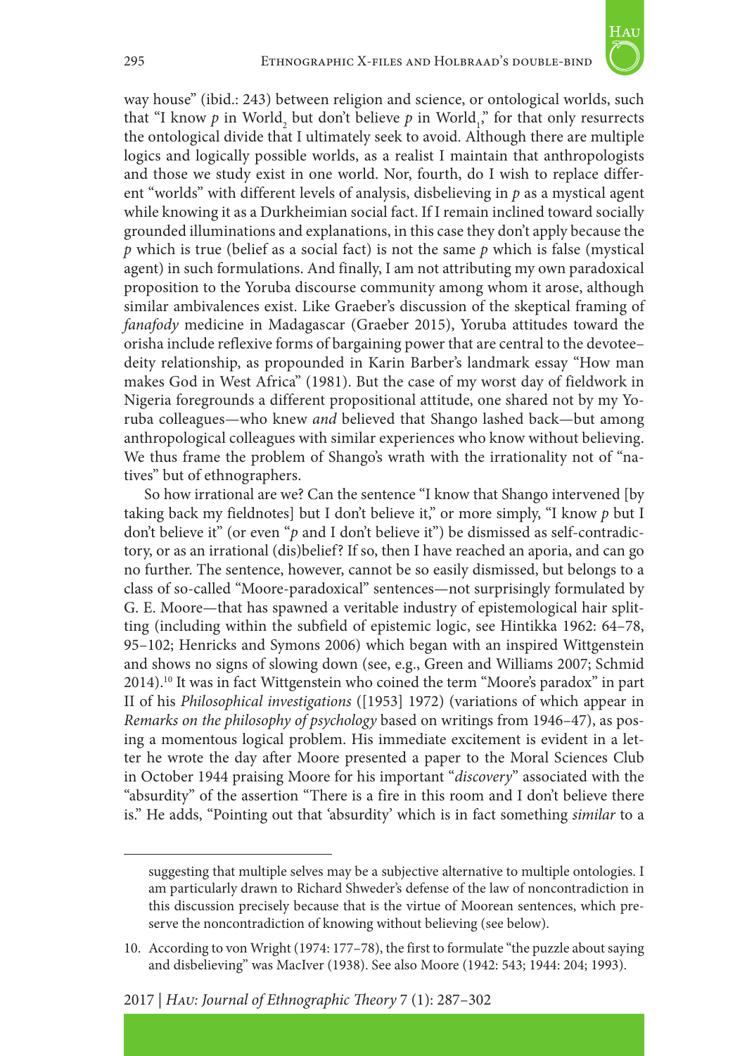way house" (ibid.: 243) between religion and science, or ontological worlds, such that "I know *p* in World$_2$ but don't believe *p* in World$_1$," for that only resurrects the ontological divide that I ultimately seek to avoid. Although there are multiple logics and logically possible worlds, as a realist I maintain that anthropologists and those we study exist in one world. Nor, fourth, do I wish to replace different "worlds" with different levels of analysis, disbelieving in *p* as a mystical agent while knowing it as a Durkheimian social fact. If I remain inclined toward socially grounded illuminations and explanations, in this case they don't apply because the *p* which is true (belief as a social fact) is not the same *p* which is false (mystical agent) in such formulations. And finally, I am not attributing my own paradoxical proposition to the Yoruba discourse community among whom it arose, although similar ambivalences exist. Like Graeber's discussion of the skeptical framing of *fanafody* medicine in Madagascar (Graeber 2015), Yoruba attitudes toward the orisha include reflexive forms of bargaining power that are central to the devotee–deity relationship, as propounded in Karin Barber's landmark essay "How man makes God in West Africa" (1981). But the case of my worst day of fieldwork in Nigeria foregrounds a different propositional attitude, one shared not by my Yoruba colleagues—who knew *and* believed that Shango lashed back—but among anthropological colleagues with similar experiences who know without believing. We thus frame the problem of Shango's wrath with the irrationality not of "natives" but of ethnographers.

So how irrational are we? Can the sentence "I know that Shango intervened [by taking back my fieldnotes] but I don't believe it," or more simply, "I know *p* but I don't believe it" (or even "*p* and I don't believe it") be dismissed as self-contradictory, or as an irrational (dis)belief? If so, then I have reached an aporia, and can go no further. The sentence, however, cannot be so easily dismissed, but belongs to a class of so-called "Moore-paradoxical" sentences—not surprisingly formulated by G. E. Moore—that has spawned a veritable industry of epistemological hair splitting (including within the subfield of epistemic logic, see Hintikka 1962: 64–78, 95–102; Henricks and Symons 2006) which began with an inspired Wittgenstein and shows no signs of slowing down (see, e.g., Green and Williams 2007; Schmid 2014).[10] It was in fact Wittgenstein who coined the term "Moore's paradox" in part II of his *Philosophical investigations* ([1953] 1972) (variations of which appear in *Remarks on the philosophy of psychology* based on writings from 1946–47), as posing a momentous logical problem. His immediate excitement is evident in a letter he wrote the day after Moore presented a paper to the Moral Sciences Club in October 1944 praising Moore for his important "*discovery*" associated with the "absurdity" of the assertion "There is a fire in this room and I don't believe there is." He adds, "Pointing out that 'absurdity' which is in fact something *similar* to a

---

suggesting that multiple selves may be a subjective alternative to multiple ontologies. I am particularly drawn to Richard Shweder's defense of the law of noncontradiction in this discussion precisely because that is the virtue of Moorean sentences, which preserve the noncontradiction of knowing without believing (see below).

10. According to von Wright (1974: 177–78), the first to formulate "the puzzle about saying and disbelieving" was MacIver (1938). See also Moore (1942: 543; 1944: 204; 1993).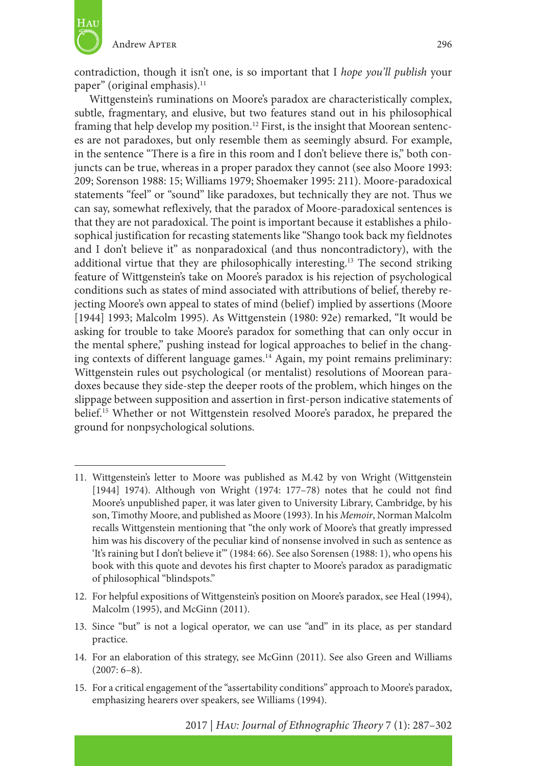contradiction, though it isn't one, is so important that I *hope you'll publish* your paper" (original emphasis).[11]

Wittgenstein's ruminations on Moore's paradox are characteristically complex, subtle, fragmentary, and elusive, but two features stand out in his philosophical framing that help develop my position.[12] First, is the insight that Moorean sentences are not paradoxes, but only resemble them as seemingly absurd. For example, in the sentence "There is a fire in this room and I don't believe there is," both conjuncts can be true, whereas in a proper paradox they cannot (see also Moore 1993: 209; Sorenson 1988: 15; Williams 1979; Shoemaker 1995: 211). Moore-paradoxical statements "feel" or "sound" like paradoxes, but technically they are not. Thus we can say, somewhat reflexively, that the paradox of Moore-paradoxical sentences is that they are not paradoxical. The point is important because it establishes a philosophical justification for recasting statements like "Shango took back my fieldnotes and I don't believe it" as nonparadoxical (and thus noncontradictory), with the additional virtue that they are philosophically interesting.[13] The second striking feature of Wittgenstein's take on Moore's paradox is his rejection of psychological conditions such as states of mind associated with attributions of belief, thereby rejecting Moore's own appeal to states of mind (belief) implied by assertions (Moore [1944] 1993; Malcolm 1995). As Wittgenstein (1980: 92e) remarked, "It would be asking for trouble to take Moore's paradox for something that can only occur in the mental sphere," pushing instead for logical approaches to belief in the changing contexts of different language games.[14] Again, my point remains preliminary: Wittgenstein rules out psychological (or mentalist) resolutions of Moorean paradoxes because they side-step the deeper roots of the problem, which hinges on the slippage between supposition and assertion in first-person indicative statements of belief.[15] Whether or not Wittgenstein resolved Moore's paradox, he prepared the ground for nonpsychological solutions.

---

11. Wittgenstein's letter to Moore was published as M.42 by von Wright (Wittgenstein [1944] 1974). Although von Wright (1974: 177–78) notes that he could not find Moore's unpublished paper, it was later given to University Library, Cambridge, by his son, Timothy Moore, and published as Moore (1993). In his *Memoir*, Norman Malcolm recalls Wittgenstein mentioning that "the only work of Moore's that greatly impressed him was his discovery of the peculiar kind of nonsense involved in such as sentence as 'It's raining but I don't believe it'" (1984: 66). See also Sorensen (1988: 1), who opens his book with this quote and devotes his first chapter to Moore's paradox as paradigmatic of philosophical "blindspots."

12. For helpful expositions of Wittgenstein's position on Moore's paradox, see Heal (1994), Malcolm (1995), and McGinn (2011).

13. Since "but" is not a logical operator, we can use "and" in its place, as per standard practice.

14. For an elaboration of this strategy, see McGinn (2011). See also Green and Williams (2007: 6–8).

15. For a critical engagement of the "assertability conditions" approach to Moore's paradox, emphasizing hearers over speakers, see Williams (1994).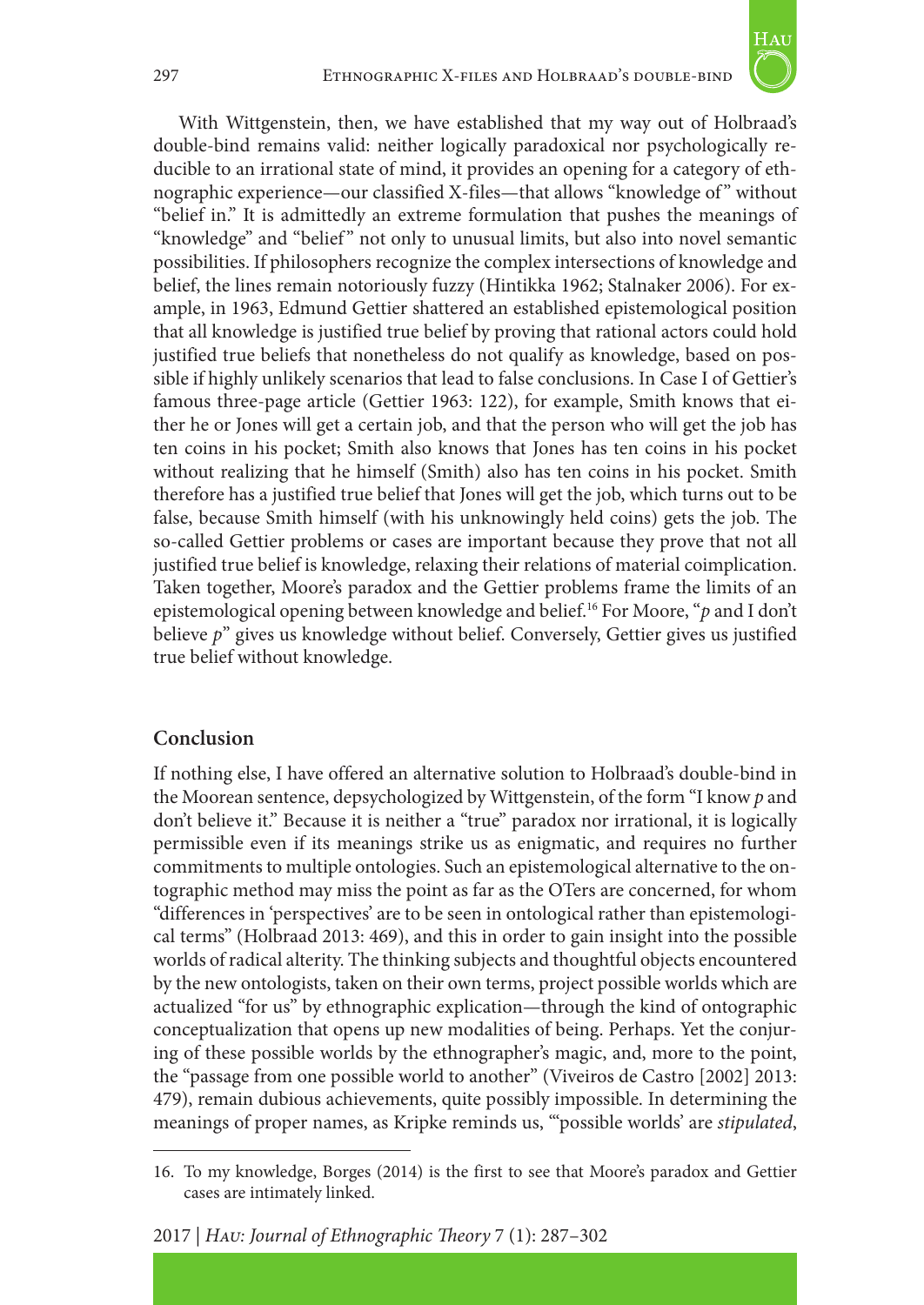With Wittgenstein, then, we have established that my way out of Holbraad's double-bind remains valid: neither logically paradoxical nor psychologically reducible to an irrational state of mind, it provides an opening for a category of ethnographic experience—our classified X-files—that allows "knowledge of" without "belief in." It is admittedly an extreme formulation that pushes the meanings of "knowledge" and "belief" not only to unusual limits, but also into novel semantic possibilities. If philosophers recognize the complex intersections of knowledge and belief, the lines remain notoriously fuzzy (Hintikka 1962; Stalnaker 2006). For example, in 1963, Edmund Gettier shattered an established epistemological position that all knowledge is justified true belief by proving that rational actors could hold justified true beliefs that nonetheless do not qualify as knowledge, based on possible if highly unlikely scenarios that lead to false conclusions. In Case I of Gettier's famous three-page article (Gettier 1963: 122), for example, Smith knows that either he or Jones will get a certain job, and that the person who will get the job has ten coins in his pocket; Smith also knows that Jones has ten coins in his pocket without realizing that he himself (Smith) also has ten coins in his pocket. Smith therefore has a justified true belief that Jones will get the job, which turns out to be false, because Smith himself (with his unknowingly held coins) gets the job. The so-called Gettier problems or cases are important because they prove that not all justified true belief is knowledge, relaxing their relations of material coimplication. Taken together, Moore's paradox and the Gettier problems frame the limits of an epistemological opening between knowledge and belief.[16] For Moore, "*p* and I don't believe *p*" gives us knowledge without belief. Conversely, Gettier gives us justified true belief without knowledge.

## Conclusion

If nothing else, I have offered an alternative solution to Holbraad's double-bind in the Moorean sentence, depsychologized by Wittgenstein, of the form "I know *p* and don't believe it." Because it is neither a "true" paradox nor irrational, it is logically permissible even if its meanings strike us as enigmatic, and requires no further commitments to multiple ontologies. Such an epistemological alternative to the ontographic method may miss the point as far as the OTers are concerned, for whom "differences in 'perspectives' are to be seen in ontological rather than epistemological terms" (Holbraad 2013: 469), and this in order to gain insight into the possible worlds of radical alterity. The thinking subjects and thoughtful objects encountered by the new ontologists, taken on their own terms, project possible worlds which are actualized "for us" by ethnographic explication—through the kind of ontographic conceptualization that opens up new modalities of being. Perhaps. Yet the conjuring of these possible worlds by the ethnographer's magic, and, more to the point, the "passage from one possible world to another" (Viveiros de Castro [2002] 2013: 479), remain dubious achievements, quite possibly impossible. In determining the meanings of proper names, as Kripke reminds us, "'possible worlds' are *stipulated*,

16. To my knowledge, Borges (2014) is the first to see that Moore's paradox and Gettier cases are intimately linked.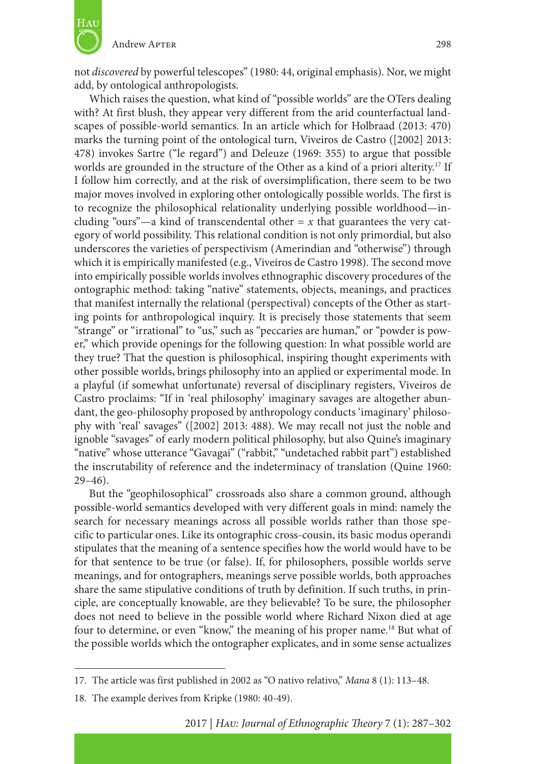not *discovered* by powerful telescopes" (1980: 44, original emphasis). Nor, we might add, by ontological anthropologists.

Which raises the question, what kind of "possible worlds" are the OTers dealing with? At first blush, they appear very different from the arid counterfactual landscapes of possible-world semantics. In an article which for Holbraad (2013: 470) marks the turning point of the ontological turn, Viveiros de Castro ([2002] 2013: 478) invokes Sartre ("le regard") and Deleuze (1969: 355) to argue that possible worlds are grounded in the structure of the Other as a kind of a priori alterity.[17] If I follow him correctly, and at the risk of oversimplification, there seem to be two major moves involved in exploring other ontologically possible worlds. The first is to recognize the philosophical relationality underlying possible worldhood—including "ours"—a kind of transcendental other = $x$ that guarantees the very category of world possibility. This relational condition is not only primordial, but also underscores the varieties of perspectivism (Amerindian and "otherwise") through which it is empirically manifested (e.g., Viveiros de Castro 1998). The second move into empirically possible worlds involves ethnographic discovery procedures of the ontographic method: taking "native" statements, objects, meanings, and practices that manifest internally the relational (perspectival) concepts of the Other as starting points for anthropological inquiry. It is precisely those statements that seem "strange" or "irrational" to "us," such as "peccaries are human," or "powder is power," which provide openings for the following question: In what possible world are they true? That the question is philosophical, inspiring thought experiments with other possible worlds, brings philosophy into an applied or experimental mode. In a playful (if somewhat unfortunate) reversal of disciplinary registers, Viveiros de Castro proclaims: "If in 'real philosophy' imaginary savages are altogether abundant, the geo-philosophy proposed by anthropology conducts 'imaginary' philosophy with 'real' savages" ([2002] 2013: 488). We may recall not just the noble and ignoble "savages" of early modern political philosophy, but also Quine's imaginary "native" whose utterance "Gavagai" ("rabbit," "undetached rabbit part") established the inscrutability of reference and the indeterminacy of translation (Quine 1960: 29–46).

But the "geophilosophical" crossroads also share a common ground, although possible-world semantics developed with very different goals in mind: namely the search for necessary meanings across all possible worlds rather than those specific to particular ones. Like its ontographic cross-cousin, its basic modus operandi stipulates that the meaning of a sentence specifies how the world would have to be for that sentence to be true (or false). If, for philosophers, possible worlds serve meanings, and for ontographers, meanings serve possible worlds, both approaches share the same stipulative conditions of truth by definition. If such truths, in principle, are conceptually knowable, are they believable? To be sure, the philosopher does not need to believe in the possible world where Richard Nixon died at age four to determine, or even "know," the meaning of his proper name.[18] But what of the possible worlds which the ontographer explicates, and in some sense actualizes

17. The article was first published in 2002 as "O nativo relativo," *Mana* 8 (1): 113–48.

18. The example derives from Kripke (1980: 40-49).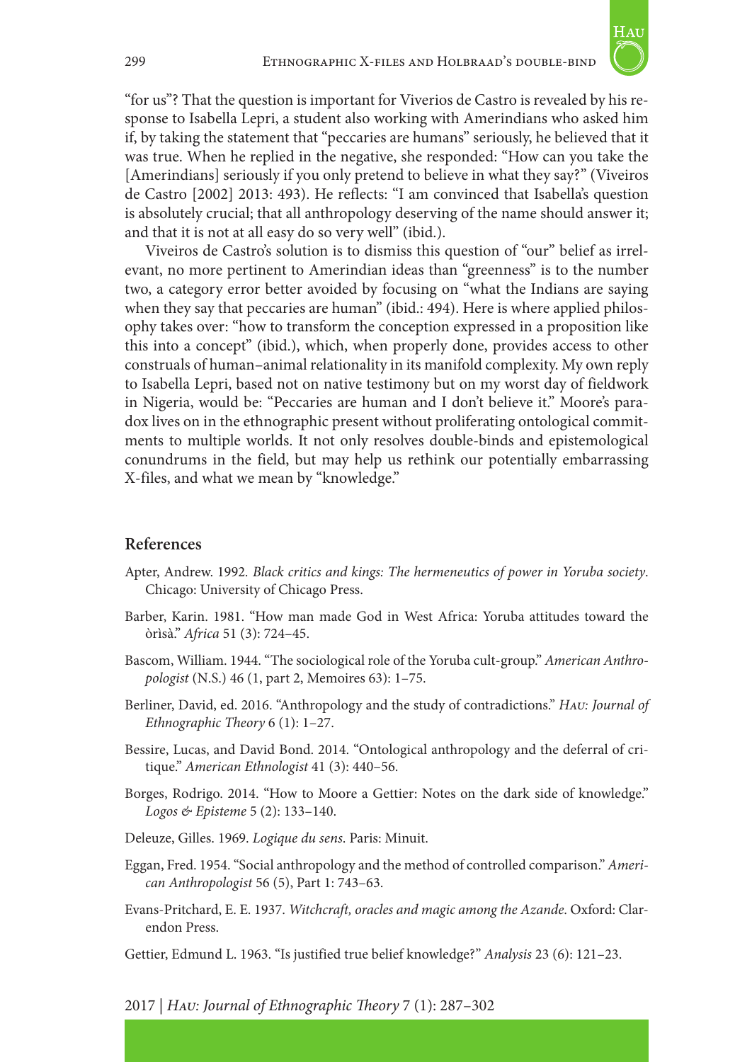"for us"? That the question is important for Viverios de Castro is revealed by his response to Isabella Lepri, a student also working with Amerindians who asked him if, by taking the statement that "peccaries are humans" seriously, he believed that it was true. When he replied in the negative, she responded: "How can you take the [Amerindians] seriously if you only pretend to believe in what they say?" (Viveiros de Castro [2002] 2013: 493). He reflects: "I am convinced that Isabella's question is absolutely crucial; that all anthropology deserving of the name should answer it; and that it is not at all easy do so very well" (ibid.).

Viveiros de Castro's solution is to dismiss this question of "our" belief as irrelevant, no more pertinent to Amerindian ideas than "greenness" is to the number two, a category error better avoided by focusing on "what the Indians are saying when they say that peccaries are human" (ibid.: 494). Here is where applied philosophy takes over: "how to transform the conception expressed in a proposition like this into a concept" (ibid.), which, when properly done, provides access to other construals of human–animal relationality in its manifold complexity. My own reply to Isabella Lepri, based not on native testimony but on my worst day of fieldwork in Nigeria, would be: "Peccaries are human and I don't believe it." Moore's paradox lives on in the ethnographic present without proliferating ontological commitments to multiple worlds. It not only resolves double-binds and epistemological conundrums in the field, but may help us rethink our potentially embarrassing X-files, and what we mean by "knowledge."

## References

Apter, Andrew. 1992. *Black critics and kings: The hermeneutics of power in Yoruba society*. Chicago: University of Chicago Press.

Barber, Karin. 1981. "How man made God in West Africa: Yoruba attitudes toward the òrìsà." *Africa* 51 (3): 724–45.

Bascom, William. 1944. "The sociological role of the Yoruba cult-group." *American Anthropologist* (N.S.) 46 (1, part 2, Memoires 63): 1–75.

Berliner, David, ed. 2016. "Anthropology and the study of contradictions." *Hau: Journal of Ethnographic Theory* 6 (1): 1–27.

Bessire, Lucas, and David Bond. 2014. "Ontological anthropology and the deferral of critique." *American Ethnologist* 41 (3): 440–56.

Borges, Rodrigo. 2014. "How to Moore a Gettier: Notes on the dark side of knowledge." *Logos & Episteme* 5 (2): 133–140.

Deleuze, Gilles. 1969. *Logique du sens*. Paris: Minuit.

Eggan, Fred. 1954. "Social anthropology and the method of controlled comparison." *American Anthropologist* 56 (5), Part 1: 743–63.

Evans-Pritchard, E. E. 1937. *Witchcraft, oracles and magic among the Azande*. Oxford: Clarendon Press.

Gettier, Edmund L. 1963. "Is justified true belief knowledge?" *Analysis* 23 (6): 121–23.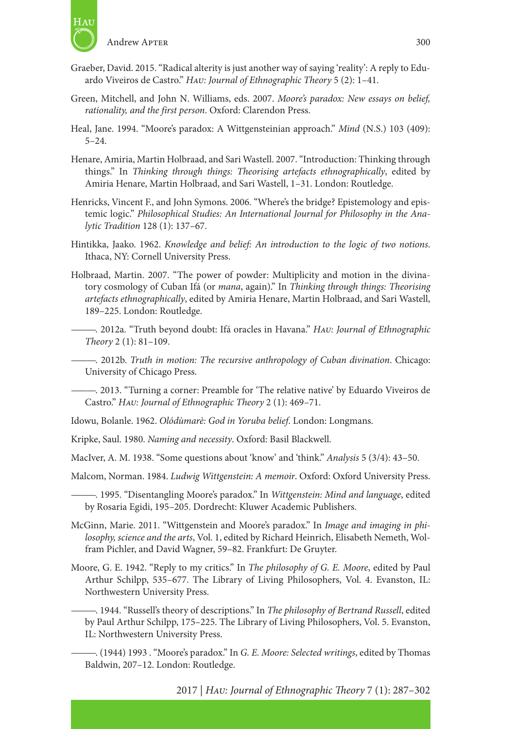Graeber, David. 2015. "Radical alterity is just another way of saying 'reality': A reply to Eduardo Viveiros de Castro." *Hau: Journal of Ethnographic Theory* 5 (2): 1–41.

Green, Mitchell, and John N. Williams, eds. 2007. *Moore's paradox: New essays on belief, rationality, and the first person*. Oxford: Clarendon Press.

Heal, Jane. 1994. "Moore's paradox: A Wittgensteinian approach." *Mind* (N.S.) 103 (409): 5–24.

Henare, Amiria, Martin Holbraad, and Sari Wastell. 2007. "Introduction: Thinking through things." In *Thinking through things: Theorising artefacts ethnographically*, edited by Amiria Henare, Martin Holbraad, and Sari Wastell, 1–31. London: Routledge.

Henricks, Vincent F., and John Symons. 2006. "Where's the bridge? Epistemology and epistemic logic." *Philosophical Studies: An International Journal for Philosophy in the Analytic Tradition* 128 (1): 137–67.

Hintikka, Jaako. 1962. *Knowledge and belief: An introduction to the logic of two notions*. Ithaca, NY: Cornell University Press.

Holbraad, Martin. 2007. "The power of powder: Multiplicity and motion in the divinatory cosmology of Cuban Ifá (or *mana*, again)." In *Thinking through things: Theorising artefacts ethnographically*, edited by Amiria Henare, Martin Holbraad, and Sari Wastell, 189–225. London: Routledge.

———. 2012a. "Truth beyond doubt: Ifá oracles in Havana." *Hau: Journal of Ethnographic Theory* 2 (1): 81–109.

———. 2012b. *Truth in motion: The recursive anthropology of Cuban divination*. Chicago: University of Chicago Press.

———. 2013. "Turning a corner: Preamble for 'The relative native' by Eduardo Viveiros de Castro." *Hau: Journal of Ethnographic Theory* 2 (1): 469–71.

Idowu, Bolanle. 1962. *Olódùmarè: God in Yoruba belief*. London: Longmans.

Kripke, Saul. 1980. *Naming and necessity*. Oxford: Basil Blackwell.

MacIver, A. M. 1938. "Some questions about 'know' and 'think.'" *Analysis* 5 (3/4): 43–50.

Malcom, Norman. 1984. *Ludwig Wittgenstein: A memoir*. Oxford: Oxford University Press.

———. 1995. "Disentangling Moore's paradox." In *Wittgenstein: Mind and language*, edited by Rosaria Egidi, 195–205. Dordrecht: Kluwer Academic Publishers.

McGinn, Marie. 2011. "Wittgenstein and Moore's paradox." In *Image and imaging in philosophy, science and the arts*, Vol. 1, edited by Richard Heinrich, Elisabeth Nemeth, Wolfram Pichler, and David Wagner, 59–82. Frankfurt: De Gruyter.

Moore, G. E. 1942. "Reply to my critics." In *The philosophy of G. E. Moore*, edited by Paul Arthur Schilpp, 535–677. The Library of Living Philosophers, Vol. 4. Evanston, IL: Northwestern University Press.

———. 1944. "Russell's theory of descriptions." In *The philosophy of Bertrand Russell*, edited by Paul Arthur Schilpp, 175–225. The Library of Living Philosophers, Vol. 5. Evanston, IL: Northwestern University Press.

———. (1944) 1993 . "Moore's paradox." In *G. E. Moore: Selected writings*, edited by Thomas Baldwin, 207–12. London: Routledge.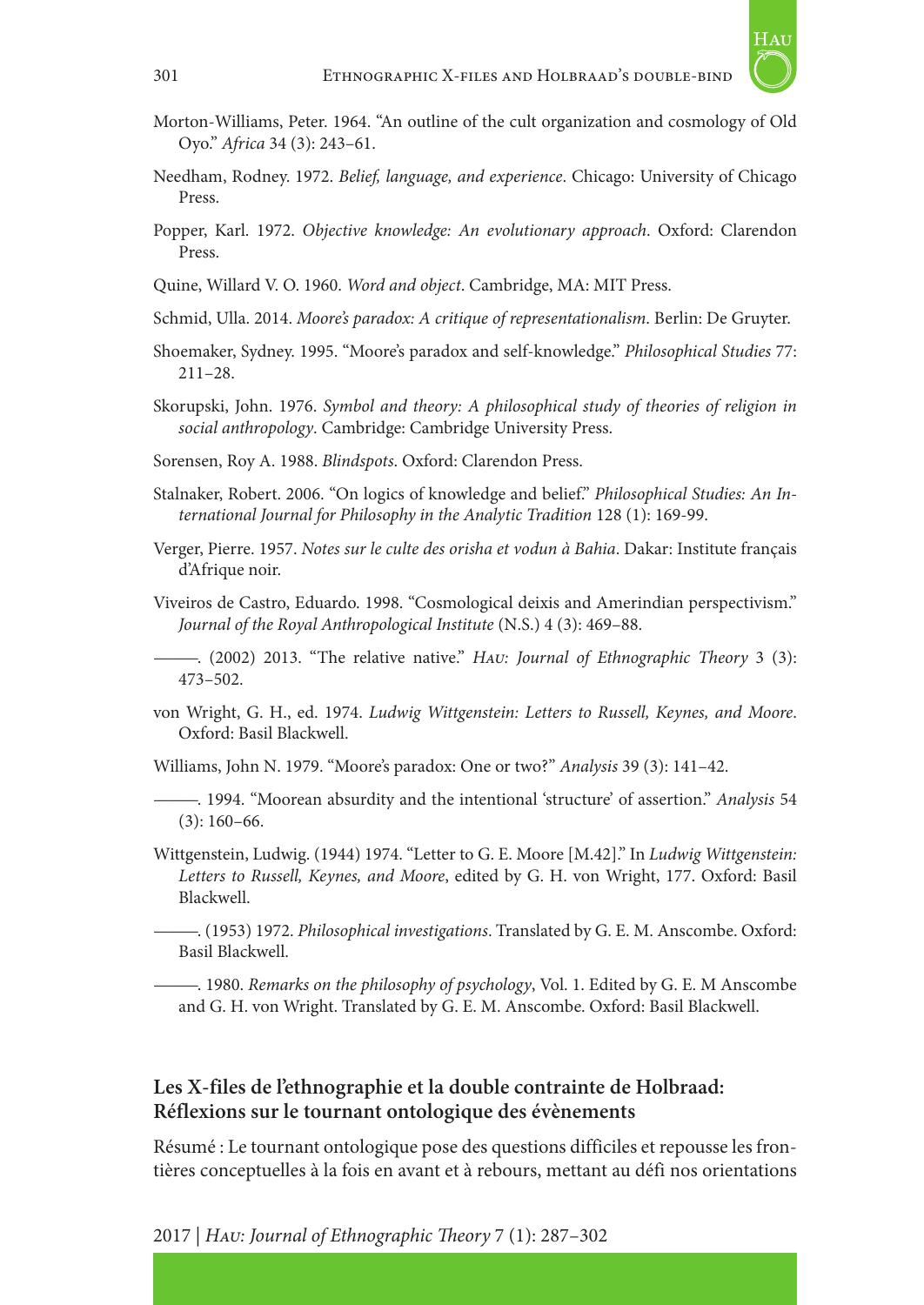Morton-Williams, Peter. 1964. "An outline of the cult organization and cosmology of Old Oyo." *Africa* 34 (3): 243–61.

Needham, Rodney. 1972. *Belief, language, and experience*. Chicago: University of Chicago Press.

Popper, Karl. 1972. *Objective knowledge: An evolutionary approach*. Oxford: Clarendon Press.

Quine, Willard V. O. 1960. *Word and object*. Cambridge, MA: MIT Press.

Schmid, Ulla. 2014. *Moore's paradox: A critique of representationalism*. Berlin: De Gruyter.

Shoemaker, Sydney. 1995. "Moore's paradox and self-knowledge." *Philosophical Studies* 77: 211–28.

Skorupski, John. 1976. *Symbol and theory: A philosophical study of theories of religion in social anthropology*. Cambridge: Cambridge University Press.

Sorensen, Roy A. 1988. *Blindspots*. Oxford: Clarendon Press.

Stalnaker, Robert. 2006. "On logics of knowledge and belief." *Philosophical Studies: An International Journal for Philosophy in the Analytic Tradition* 128 (1): 169-99.

Verger, Pierre. 1957. *Notes sur le culte des orisha et vodun à Bahia*. Dakar: Institute français d'Afrique noir.

Viveiros de Castro, Eduardo. 1998. "Cosmological deixis and Amerindian perspectivism." *Journal of the Royal Anthropological Institute* (N.S.) 4 (3): 469–88.

———. (2002) 2013. "The relative native." *Hau: Journal of Ethnographic Theory* 3 (3): 473–502.

von Wright, G. H., ed. 1974. *Ludwig Wittgenstein: Letters to Russell, Keynes, and Moore*. Oxford: Basil Blackwell.

Williams, John N. 1979. "Moore's paradox: One or two?" *Analysis* 39 (3): 141–42.

———. 1994. "Moorean absurdity and the intentional 'structure' of assertion." *Analysis* 54 (3): 160–66.

Wittgenstein, Ludwig. (1944) 1974. "Letter to G. E. Moore [M.42]." In *Ludwig Wittgenstein: Letters to Russell, Keynes, and Moore*, edited by G. H. von Wright, 177. Oxford: Basil Blackwell.

———. (1953) 1972. *Philosophical investigations*. Translated by G. E. M. Anscombe. Oxford: Basil Blackwell.

———. 1980. *Remarks on the philosophy of psychology*, Vol. 1. Edited by G. E. M Anscombe and G. H. von Wright. Translated by G. E. M. Anscombe. Oxford: Basil Blackwell.

## Les X-files de l'ethnographie et la double contrainte de Holbraad: Réflexions sur le tournant ontologique des évènements

Résumé : Le tournant ontologique pose des questions difficiles et repousse les frontières conceptuelles à la fois en avant et à rebours, mettant au défi nos orientations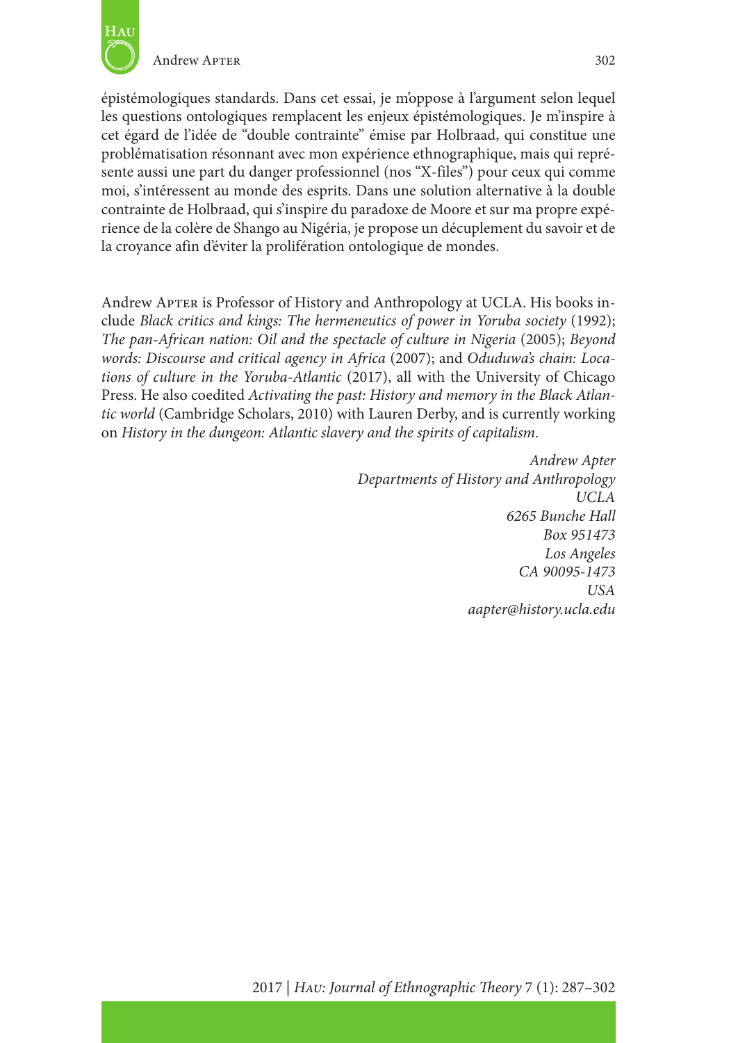épistémologiques standards. Dans cet essai, je m'oppose à l'argument selon lequel les questions ontologiques remplacent les enjeux épistémologiques. Je m'inspire à cet égard de l'idée de "double contrainte" émise par Holbraad, qui constitue une problématisation résonnant avec mon expérience ethnographique, mais qui représente aussi une part du danger professionnel (nos "X-files") pour ceux qui comme moi, s'intéressent au monde des esprits. Dans une solution alternative à la double contrainte de Holbraad, qui s'inspire du paradoxe de Moore et sur ma propre expérience de la colère de Shango au Nigéria, je propose un décuplement du savoir et de la croyance afin d'éviter la prolifération ontologique de mondes.

Andrew Apter is Professor of History and Anthropology at UCLA. His books include *Black critics and kings: The hermeneutics of power in Yoruba society* (1992); *The pan-African nation: Oil and the spectacle of culture in Nigeria* (2005); *Beyond words: Discourse and critical agency in Africa* (2007); and *Oduduwa's chain: Locations of culture in the Yoruba-Atlantic* (2017), all with the University of Chicago Press. He also coedited *Activating the past: History and memory in the Black Atlantic world* (Cambridge Scholars, 2010) with Lauren Derby, and is currently working on *History in the dungeon: Atlantic slavery and the spirits of capitalism*.

*Andrew Apter*
*Departments of History and Anthropology*
*UCLA*
*6265 Bunche Hall*
*Box 951473*
*Los Angeles*
*CA 90095-1473*
*USA*
*aapter@history.ucla.edu*